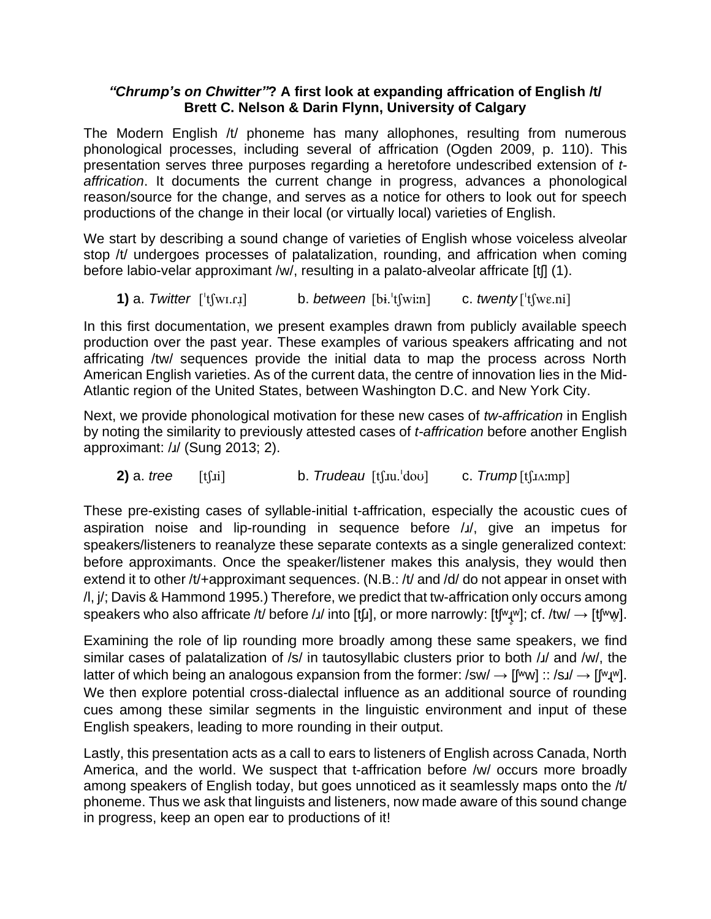# *"Chrump's on Chwitter"*? A first look at expanding affrication of English /t/

**Brett C. Nelson & Darin Flynn, University of Calgary**

The Modern English /t/ phoneme has many allophones, resulting from numerous phonological processes, including several of affrication (Ogden 2009, p. 110). This presentation serves three purposes regarding a heretofore undescribed extension of *t-affrication*. It documents the current change in progress, advances a phonological reason/source for the change, and serves as a notice for others to look out for speech productions of the change in their local (or virtually local) varieties of English.

We start by describing a sound change of varieties of English whose voiceless alveolar stop /t/ undergoes processes of palatalization, rounding, and affrication when coming before labio-velar approximant /w/, resulting in a palato-alveolar affricate [tʃ] (1).

**1)** a. *Twitter* [ˈtʃwɪ.ɾɹ̩] b. *between* [bɨ.ˈtʃwiːn] c. *twenty* [ˈtʃwɛ.ni]

In this first documentation, we present examples drawn from publicly available speech production over the past year. These examples of various speakers affricating and not affricating /tw/ sequences provide the initial data to map the process across North American English varieties. As of the current data, the centre of innovation lies in the Mid-Atlantic region of the United States, between Washington D.C. and New York City.

Next, we provide phonological motivation for these new cases of *tw-affrication* in English by noting the similarity to previously attested cases of *t-affrication* before another English approximant: /ɹ/ (Sung 2013; 2).

**2)** a. *tree* [tʃɹi] b. *Trudeau* [tʃɹu.ˈdoʊ] c. *Trump* [tʃɹʌːmp]

These pre-existing cases of syllable-initial t-affrication, especially the acoustic cues of aspiration noise and lip-rounding in sequence before /ɹ/, give an impetus for speakers/listeners to reanalyze these separate contexts as a single generalized context: before approximants. Once the speaker/listener makes this analysis, they would then extend it to other /t/+approximant sequences. (N.B.: /t/ and /d/ do not appear in onset with /l, j/; Davis & Hammond 1995.) Therefore, we predict that tw-affrication only occurs among speakers who also affricate /t/ before /ɹ/ into [tʃɹ], or more narrowly: [tʃʷɹ̥ʷ]; cf. /tw/ → [tʃʷw̥].

Examining the role of lip rounding more broadly among these same speakers, we find similar cases of palatalization of /s/ in tautosyllabic clusters prior to both /ɹ/ and /w/, the latter of which being an analogous expansion from the former: /sw/ → [ʃʷw] :: /sɹ/ → [ʃʷɹʷ]. We then explore potential cross-dialectal influence as an additional source of rounding cues among these similar segments in the linguistic environment and input of these English speakers, leading to more rounding in their output.

Lastly, this presentation acts as a call to ears to listeners of English across Canada, North America, and the world. We suspect that t-affrication before /w/ occurs more broadly among speakers of English today, but goes unnoticed as it seamlessly maps onto the /t/ phoneme. Thus we ask that linguists and listeners, now made aware of this sound change in progress, keep an open ear to productions of it!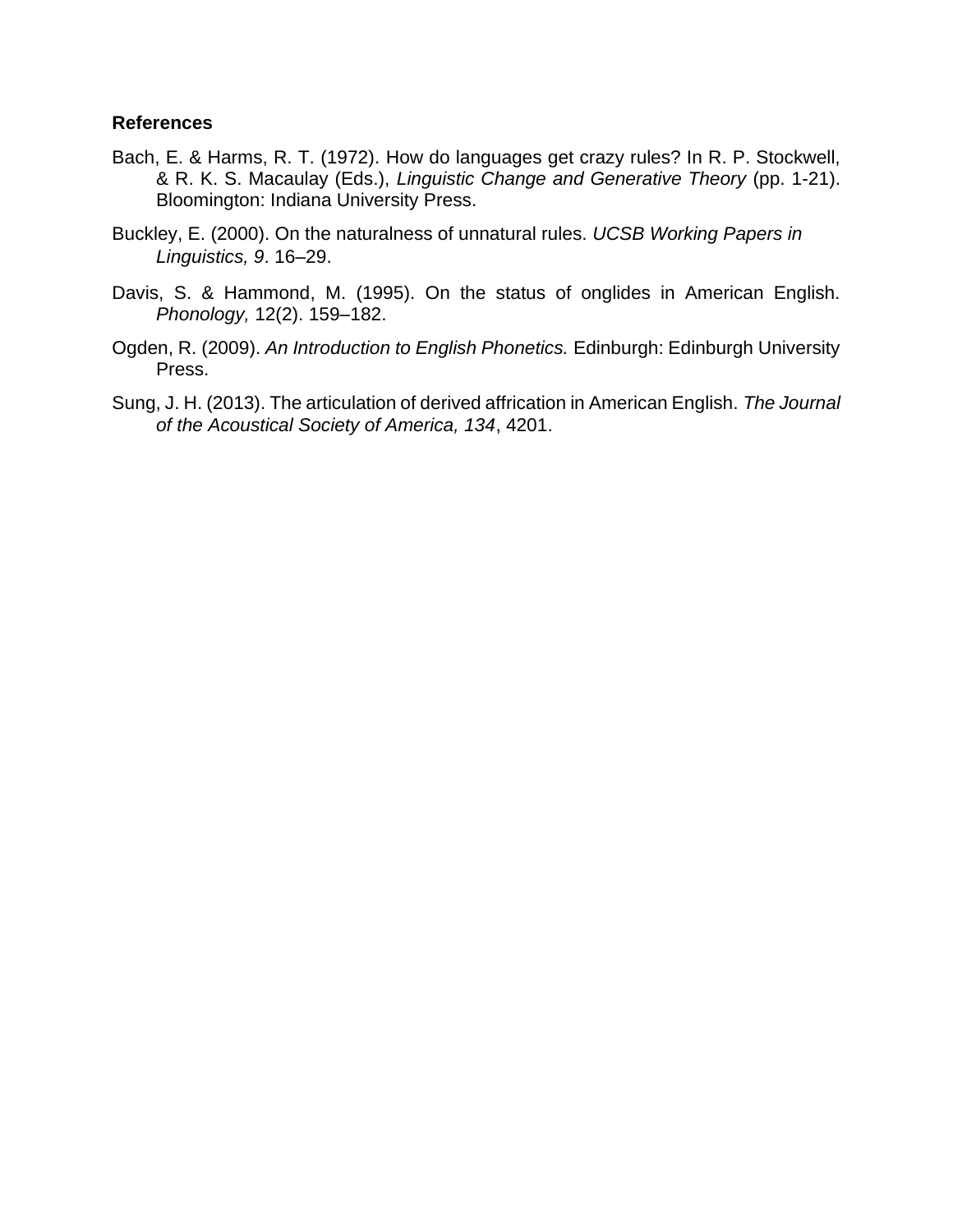**References**

Bach, E. & Harms, R. T. (1972). How do languages get crazy rules? In R. P. Stockwell, & R. K. S. Macaulay (Eds.), *Linguistic Change and Generative Theory* (pp. 1-21). Bloomington: Indiana University Press.

Buckley, E. (2000). On the naturalness of unnatural rules. *UCSB Working Papers in Linguistics, 9*. 16–29.

Davis, S. & Hammond, M. (1995). On the status of onglides in American English. *Phonology,* 12(2). 159–182.

Ogden, R. (2009). *An Introduction to English Phonetics.* Edinburgh: Edinburgh University Press.

Sung, J. H. (2013). The articulation of derived affrication in American English. *The Journal of the Acoustical Society of America, 134*, 4201.